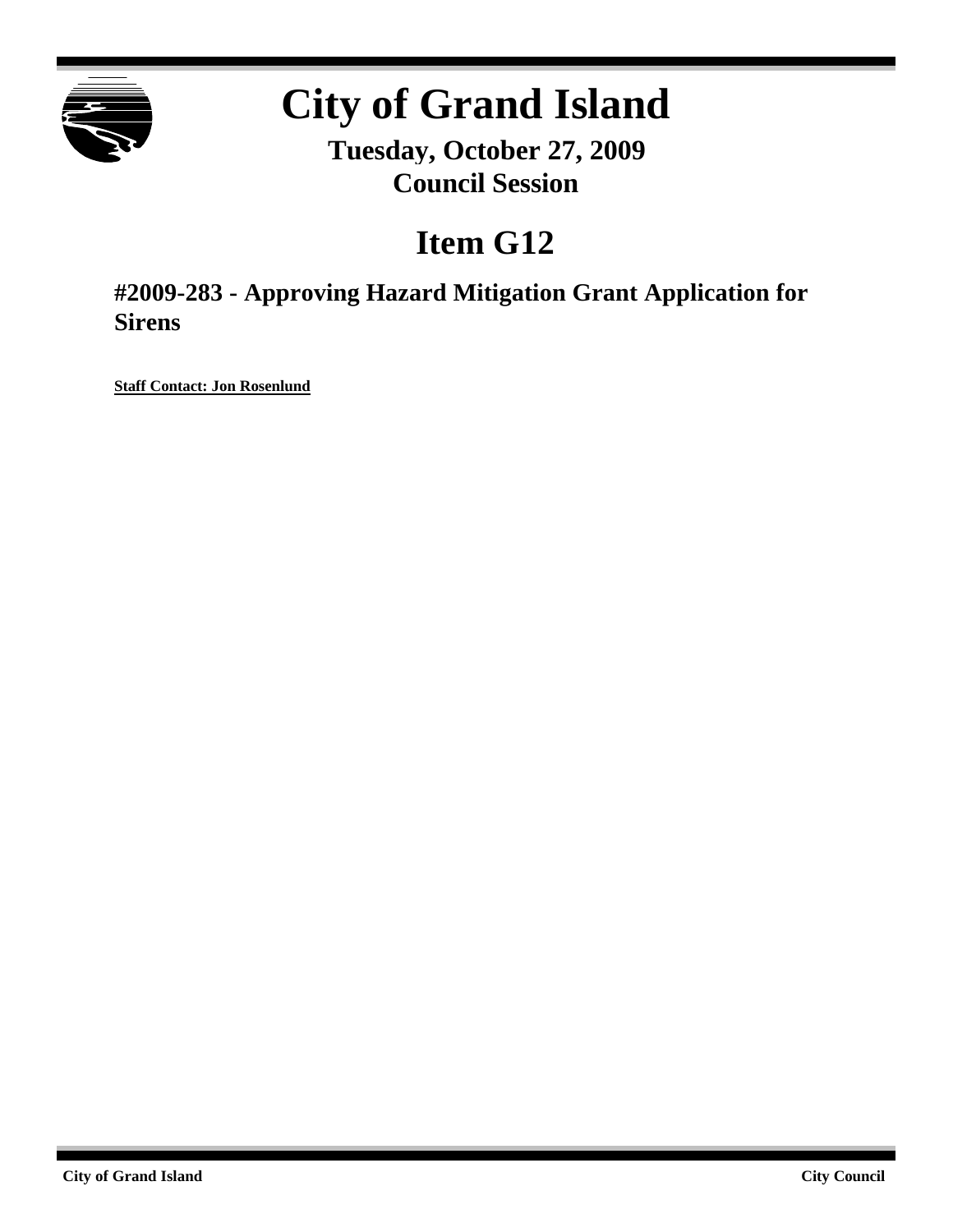# City of Grand Island

**Tuesday, October 27, 2009**
**Council Session**

## Item G12

### #2009-283 - Approving Hazard Mitigation Grant Application for Sirens

**Staff Contact: Jon Rosenlund**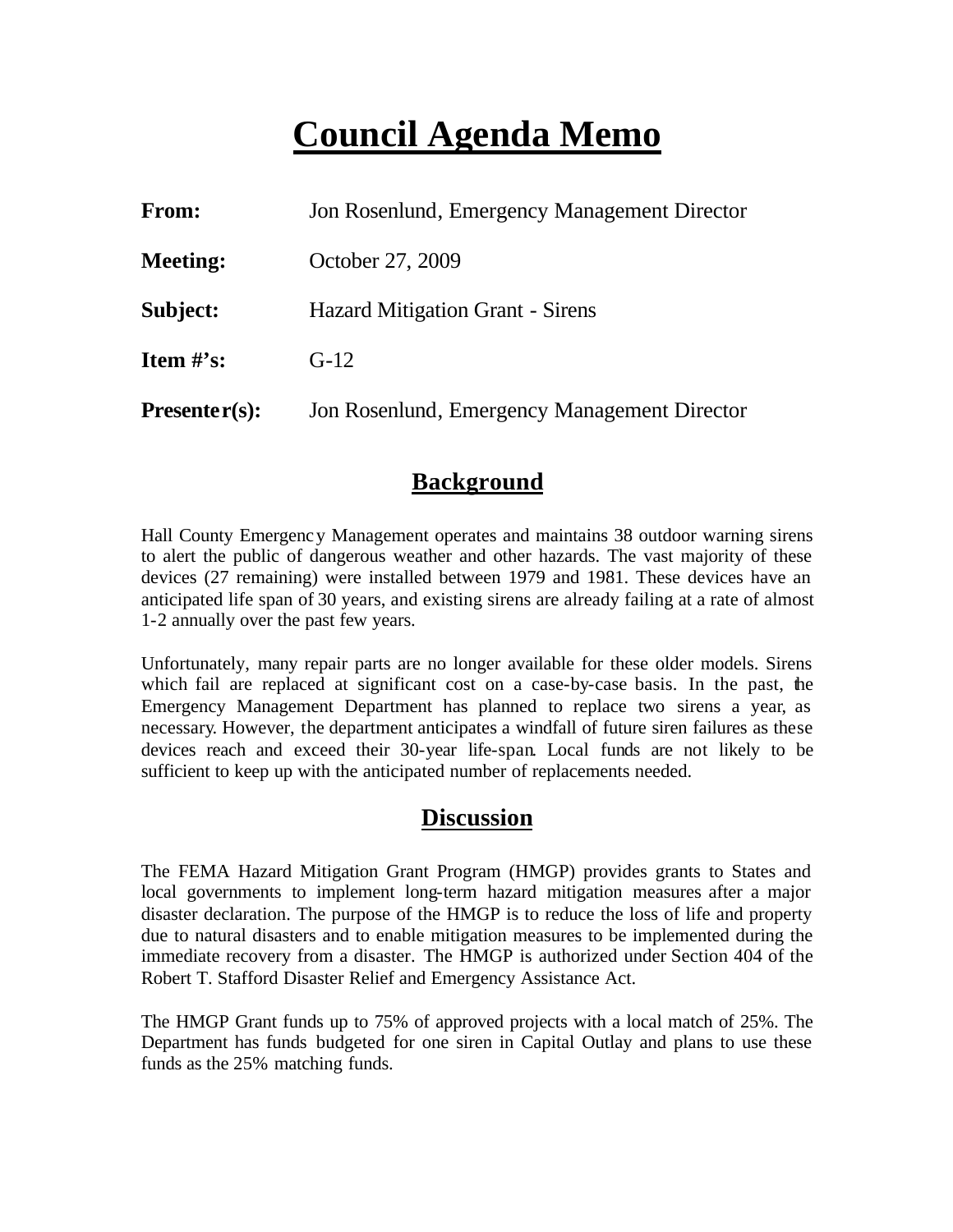# Council Agenda Memo

**From:** Jon Rosenlund, Emergency Management Director

**Meeting:** October 27, 2009

**Subject:** Hazard Mitigation Grant - Sirens

**Item #'s:** G-12

**Presenter(s):** Jon Rosenlund, Emergency Management Director

## Background

Hall County Emergency Management operates and maintains 38 outdoor warning sirens to alert the public of dangerous weather and other hazards. The vast majority of these devices (27 remaining) were installed between 1979 and 1981. These devices have an anticipated life span of 30 years, and existing sirens are already failing at a rate of almost 1-2 annually over the past few years.

Unfortunately, many repair parts are no longer available for these older models. Sirens which fail are replaced at significant cost on a case-by-case basis. In the past, the Emergency Management Department has planned to replace two sirens a year, as necessary. However, the department anticipates a windfall of future siren failures as these devices reach and exceed their 30-year life-span. Local funds are not likely to be sufficient to keep up with the anticipated number of replacements needed.

## Discussion

The FEMA Hazard Mitigation Grant Program (HMGP) provides grants to States and local governments to implement long-term hazard mitigation measures after a major disaster declaration. The purpose of the HMGP is to reduce the loss of life and property due to natural disasters and to enable mitigation measures to be implemented during the immediate recovery from a disaster. The HMGP is authorized under Section 404 of the Robert T. Stafford Disaster Relief and Emergency Assistance Act.

The HMGP Grant funds up to 75% of approved projects with a local match of 25%. The Department has funds budgeted for one siren in Capital Outlay and plans to use these funds as the 25% matching funds.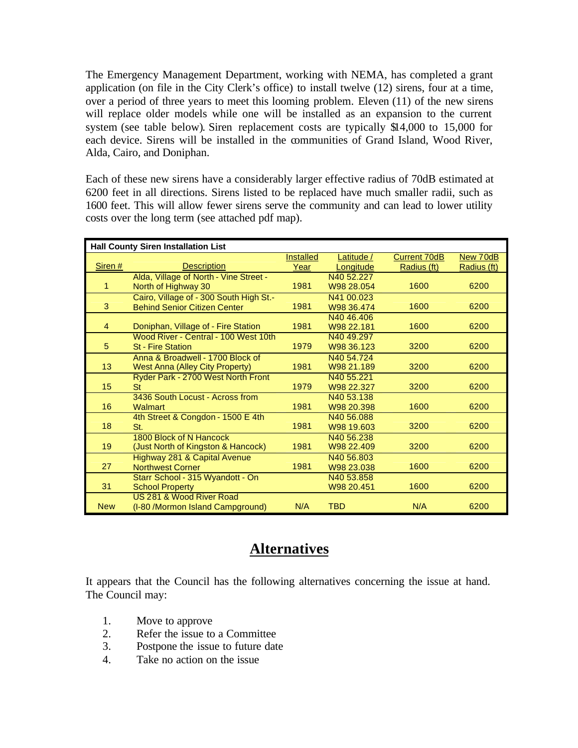The Emergency Management Department, working with NEMA, has completed a grant application (on file in the City Clerk's office) to install twelve (12) sirens, four at a time, over a period of three years to meet this looming problem. Eleven (11) of the new sirens will replace older models while one will be installed as an expansion to the current system (see table below). Siren replacement costs are typically $14,000 to 15,000 for each device. Sirens will be installed in the communities of Grand Island, Wood River, Alda, Cairo, and Doniphan.

Each of these new sirens have a considerably larger effective radius of 70dB estimated at 6200 feet in all directions. Sirens listed to be replaced have much smaller radii, such as 1600 feet. This will allow fewer sirens serve the community and can lead to lower utility costs over the long term (see attached pdf map).

**Hall County Siren Installation List**

| Siren # | Description | Installed Year | Latitude / Longitude | Current 70dB Radius (ft) | New 70dB Radius (ft) |
|---|---|---|---|---|---|
| 1 | Alda, Village of North - Vine Street - North of Highway 30 | 1981 | N40 52.227 W98 28.054 | 1600 | 6200 |
| 3 | Cairo, Village of - 300 South High St.- Behind Senior Citizen Center | 1981 | N41 00.023 W98 36.474 | 1600 | 6200 |
| 4 | Doniphan, Village of - Fire Station | 1981 | N40 46.406 W98 22.181 | 1600 | 6200 |
| 5 | Wood River - Central - 100 West 10th St - Fire Station | 1979 | N40 49.297 W98 36.123 | 3200 | 6200 |
| 13 | Anna & Broadwell - 1700 Block of West Anna (Alley City Property) | 1981 | N40 54.724 W98 21.189 | 3200 | 6200 |
| 15 | Ryder Park - 2700 West North Front St | 1979 | N40 55.221 W98 22.327 | 3200 | 6200 |
| 16 | 3436 South Locust - Across from Walmart | 1981 | N40 53.138 W98 20.398 | 1600 | 6200 |
| 18 | 4th Street & Congdon - 1500 E 4th St. | 1981 | N40 56.088 W98 19.603 | 3200 | 6200 |
| 19 | 1800 Block of N Hancock (Just North of Kingston & Hancock) | 1981 | N40 56.238 W98 22.409 | 3200 | 6200 |
| 27 | Highway 281 & Capital Avenue Northwest Corner | 1981 | N40 56.803 W98 23.038 | 1600 | 6200 |
| 31 | Starr School - 315 Wyandott - On School Property | | N40 53.858 W98 20.451 | 1600 | 6200 |
| New | US 281 & Wood River Road (I-80 /Mormon Island Campground) | N/A | TBD | N/A | 6200 |

## Alternatives

It appears that the Council has the following alternatives concerning the issue at hand. The Council may:

1. Move to approve
2. Refer the issue to a Committee
3. Postpone the issue to future date
4. Take no action on the issue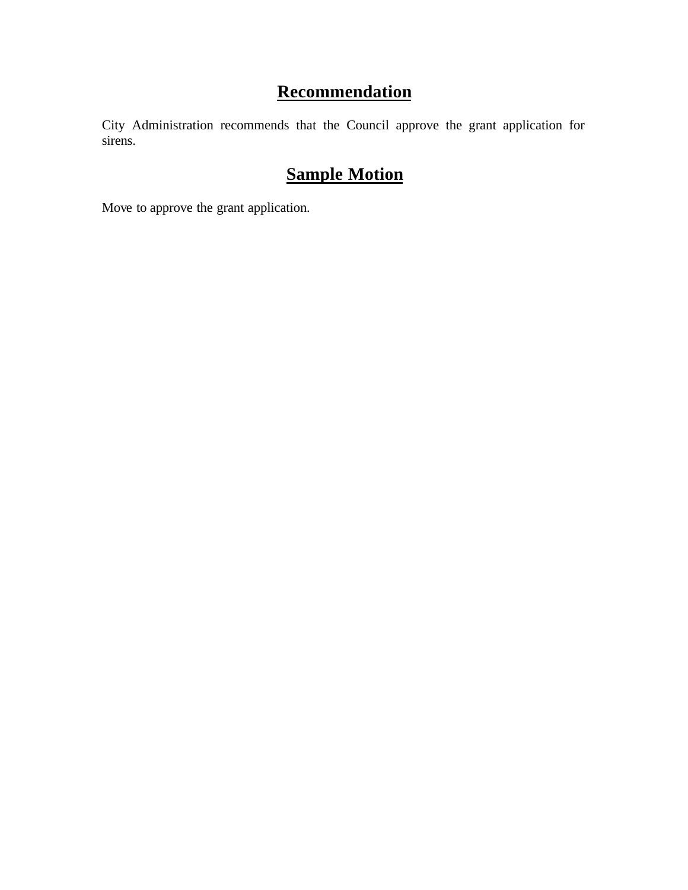## **Recommendation**

City Administration recommends that the Council approve the grant application for sirens.

## **Sample Motion**

Move to approve the grant application.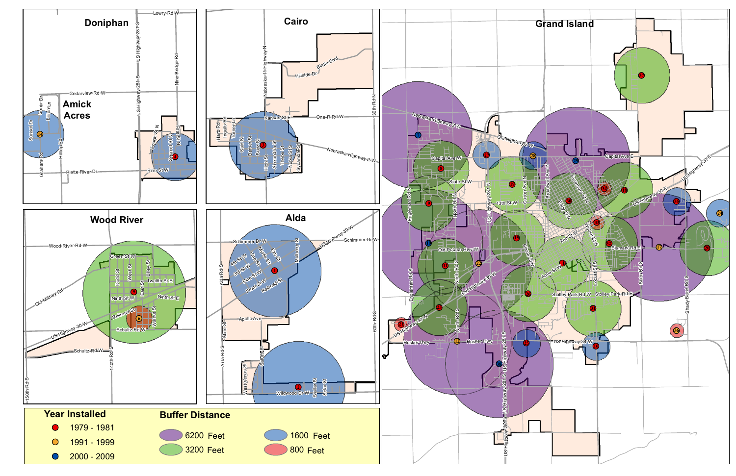**Doniphan**

**Amick Acres**

**Cairo**

**Grand Island**

**Wood River**

**Alda**

| Year Installed | Buffer Distance | |
|---|---|---|
| 1979 - 1981 | 6200 Feet | 1600 Feet |
| 1991 - 1999 | 3200 Feet | 800 Feet |
| 2000 - 2009 | | |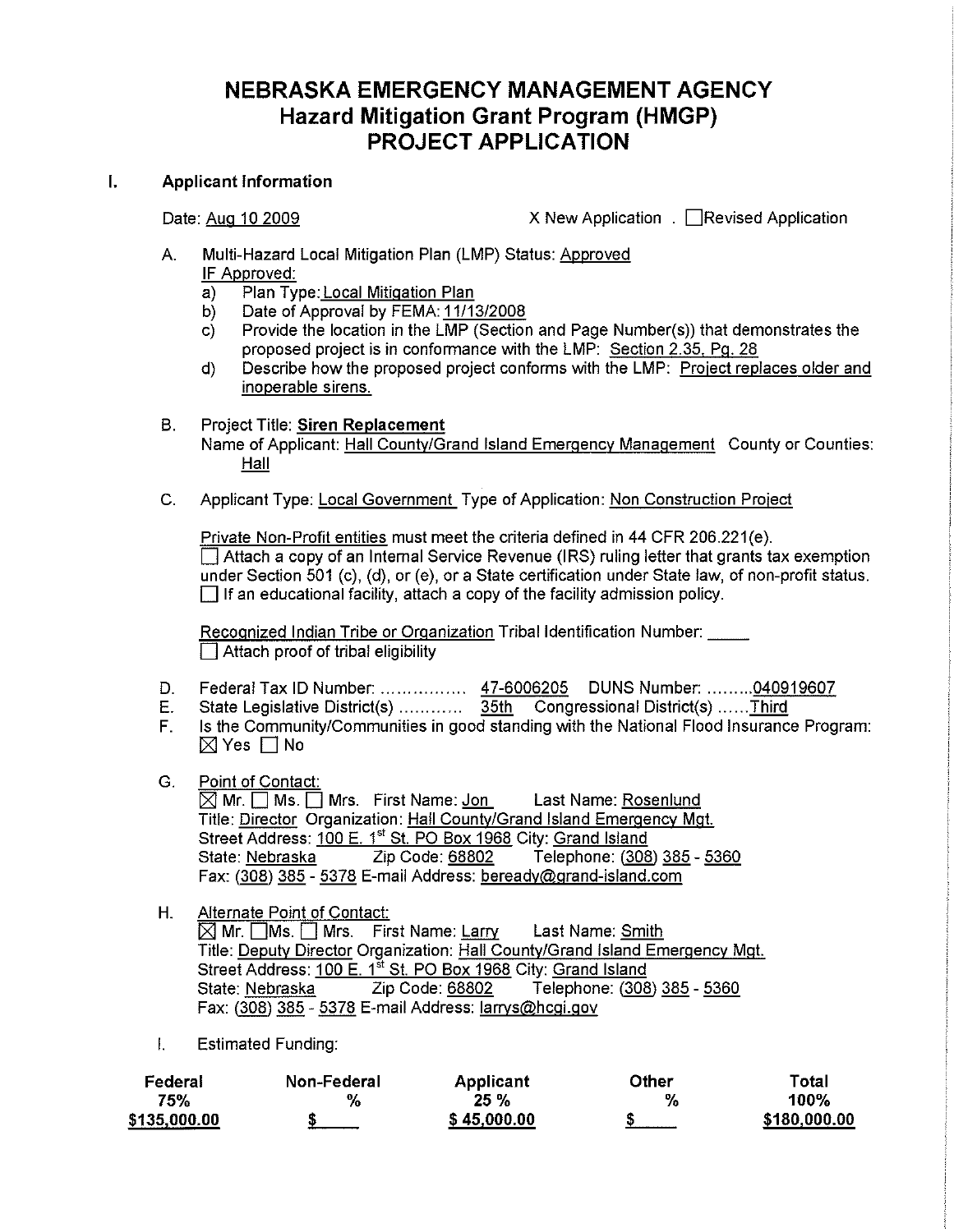# NEBRASKA EMERGENCY MANAGEMENT AGENCY
# Hazard Mitigation Grant Program (HMGP)
# PROJECT APPLICATION

## I. Applicant Information

Date: Aug 10 2009 X New Application . ☐ Revised Application

A. Multi-Hazard Local Mitigation Plan (LMP) Status: Approved
IF Approved:
   a) Plan Type: Local Mitigation Plan
   b) Date of Approval by FEMA: 11/13/2008
   c) Provide the location in the LMP (Section and Page Number(s)) that demonstrates the proposed project is in conformance with the LMP: Section 2.35, Pg. 28
   d) Describe how the proposed project conforms with the LMP: Project replaces older and inoperable sirens.

B. Project Title: **Siren Replacement**
Name of Applicant: Hall County/Grand Island Emergency Management County or Counties: Hall

C. Applicant Type: Local Government Type of Application: Non Construction Project

Private Non-Profit entities must meet the criteria defined in 44 CFR 206.221(e).
☐ Attach a copy of an Internal Service Revenue (IRS) ruling letter that grants tax exemption under Section 501 (c), (d), or (e), or a State certification under State law, of non-profit status.
☐ If an educational facility, attach a copy of the facility admission policy.

Recognized Indian Tribe or Organization Tribal Identification Number: _____
☐ Attach proof of tribal eligibility

D. Federal Tax ID Number: ................ 47-6006205 DUNS Number: .........040919607
E. State Legislative District(s) ............ 35th Congressional District(s) ......Third
F. Is the Community/Communities in good standing with the National Flood Insurance Program: ☒ Yes ☐ No

G. Point of Contact:
☒ Mr. ☐ Ms. ☐ Mrs. First Name: Jon Last Name: Rosenlund
Title: Director Organization: Hall County/Grand Island Emergency Mgt.
Street Address: 100 E. 1st St. PO Box 1968 City: Grand Island
State: Nebraska Zip Code: 68802 Telephone: (308) 385 - 5360
Fax: (308) 385 - 5378 E-mail Address: beready@grand-island.com

H. Alternate Point of Contact:
☒ Mr. ☐ Ms. ☐ Mrs. First Name: Larry Last Name: Smith
Title: Deputy Director Organization: Hall County/Grand Island Emergency Mgt.
Street Address: 100 E. 1st St. PO Box 1968 City: Grand Island
State: Nebraska Zip Code: 68802 Telephone: (308) 385 - 5360
Fax: (308) 385 - 5378 E-mail Address: larrys@hcgi.gov

I. Estimated Funding:

| Federal | Non-Federal | Applicant | Other | Total |
|---|---|---|---|---|
| 75% | % | 25 % | % | 100% |
| $135,000.00 | $ | $ 45,000.00 | $ | $180,000.00 |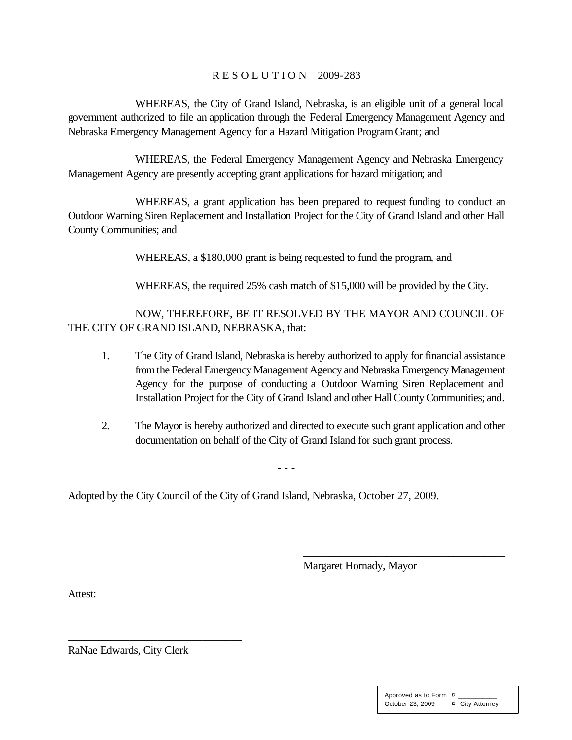# R E S O L U T I O N 2009-283

WHEREAS, the City of Grand Island, Nebraska, is an eligible unit of a general local government authorized to file an application through the Federal Emergency Management Agency and Nebraska Emergency Management Agency for a Hazard Mitigation Program Grant; and

WHEREAS, the Federal Emergency Management Agency and Nebraska Emergency Management Agency are presently accepting grant applications for hazard mitigation; and

WHEREAS, a grant application has been prepared to request funding to conduct an Outdoor Warning Siren Replacement and Installation Project for the City of Grand Island and other Hall County Communities; and

WHEREAS, a $180,000 grant is being requested to fund the program, and

WHEREAS, the required 25% cash match of $15,000 will be provided by the City.

NOW, THEREFORE, BE IT RESOLVED BY THE MAYOR AND COUNCIL OF THE CITY OF GRAND ISLAND, NEBRASKA, that:

1. The City of Grand Island, Nebraska is hereby authorized to apply for financial assistance from the Federal Emergency Management Agency and Nebraska Emergency Management Agency for the purpose of conducting a Outdoor Warning Siren Replacement and Installation Project for the City of Grand Island and other Hall County Communities; and.

2. The Mayor is hereby authorized and directed to execute such grant application and other documentation on behalf of the City of Grand Island for such grant process.

- - -

Adopted by the City Council of the City of Grand Island, Nebraska, October 27, 2009.

\_\_\_\_\_\_\_\_\_\_\_\_\_\_\_\_\_\_\_\_\_\_\_\_\_\_\_\_\_\_\_\_\_\_\_\_\_\_

Margaret Hornady, Mayor

Attest:

\_\_\_\_\_\_\_\_\_\_\_\_\_\_\_\_\_\_\_\_\_\_\_\_\_\_\_\_\_\_\_\_

RaNae Edwards, City Clerk

Approved as to Form ¤ \_\_\_\_\_\_\_\_\_\_
October 23, 2009 ¤ City Attorney